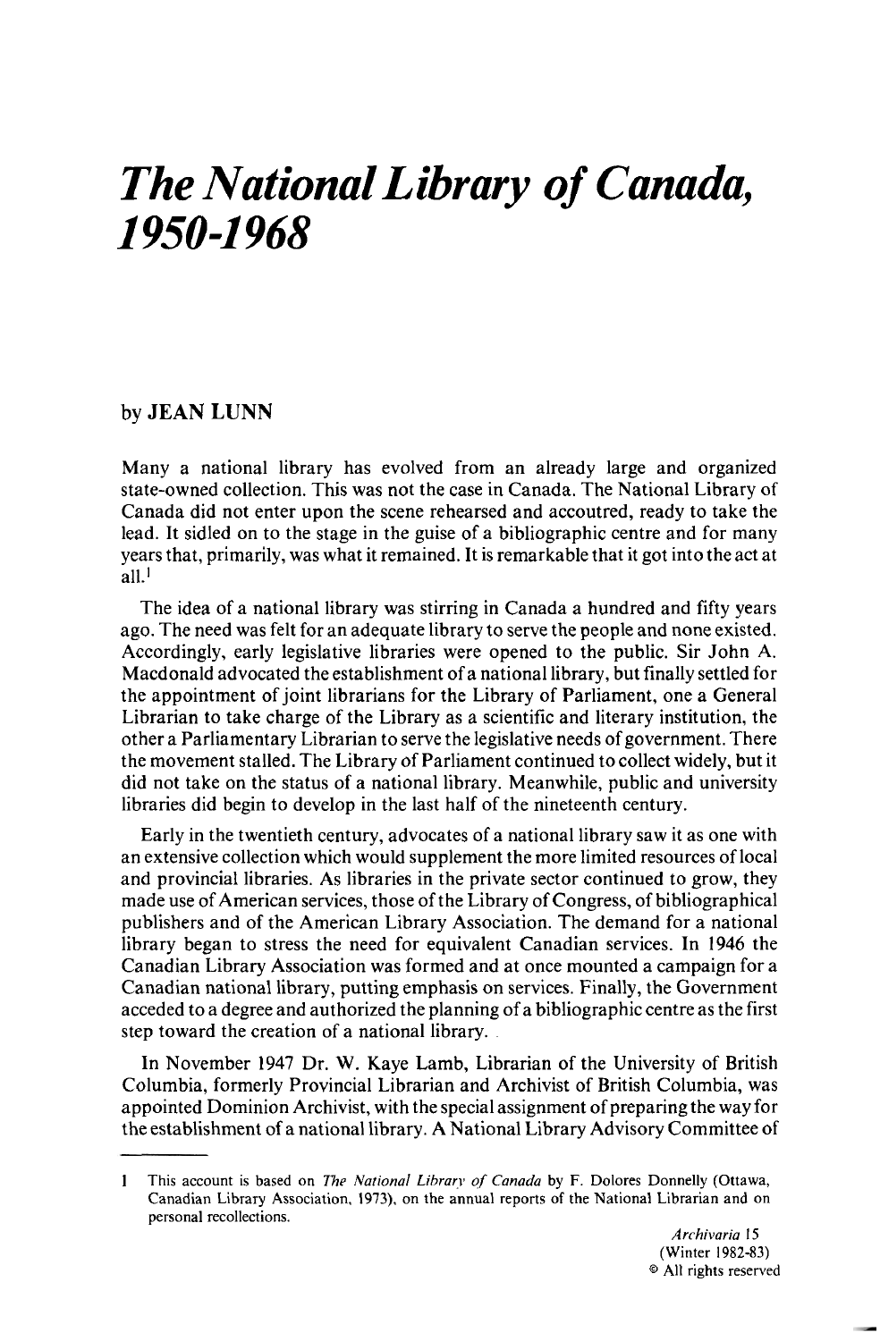# *The National Library of Canada, 1950-1968*

by **JEAN LUNN**

Many a national library has evolved from an already large and organized state-owned collection. This was not the case in Canada. The National Library of Canada did not enter upon the scene rehearsed and accoutred, ready to take the lead. It sidled on to the stage in the guise of a bibliographic centre and for many years that, primarily, was what it remained. It is remarkable that it got into the act at all.[1]

The idea of a national library was stirring in Canada a hundred and fifty years ago. The need was felt for an adequate library to serve the people and none existed. Accordingly, early legislative libraries were opened to the public. Sir John A. Macdonald advocated the establishment of a national library, but finally settled for the appointment of joint librarians for the Library of Parliament, one a General Librarian to take charge of the Library as a scientific and literary institution, the other a Parliamentary Librarian to serve the legislative needs of government. There the movement stalled. The Library of Parliament continued to collect widely, but it did not take on the status of a national library. Meanwhile, public and university libraries did begin to develop in the last half of the nineteenth century.

Early in the twentieth century, advocates of a national library saw it as one with an extensive collection which would supplement the more limited resources of local and provincial libraries. As libraries in the private sector continued to grow, they made use of American services, those of the Library of Congress, of bibliographical publishers and of the American Library Association. The demand for a national library began to stress the need for equivalent Canadian services. In 1946 the Canadian Library Association was formed and at once mounted a campaign for a Canadian national library, putting emphasis on services. Finally, the Government acceded to a degree and authorized the planning of a bibliographic centre as the first step toward the creation of a national library.

In November 1947 Dr. W. Kaye Lamb, Librarian of the University of British Columbia, formerly Provincial Librarian and Archivist of British Columbia, was appointed Dominion Archivist, with the special assignment of preparing the way for the establishment of a national library. A National Library Advisory Committee of

---

1 This account is based on *The National Library of Canada* by F. Dolores Donnelly (Ottawa, Canadian Library Association, 1973), on the annual reports of the National Librarian and on personal recollections.

*Archivaria* 15
(Winter 1982-83)
© All rights reserved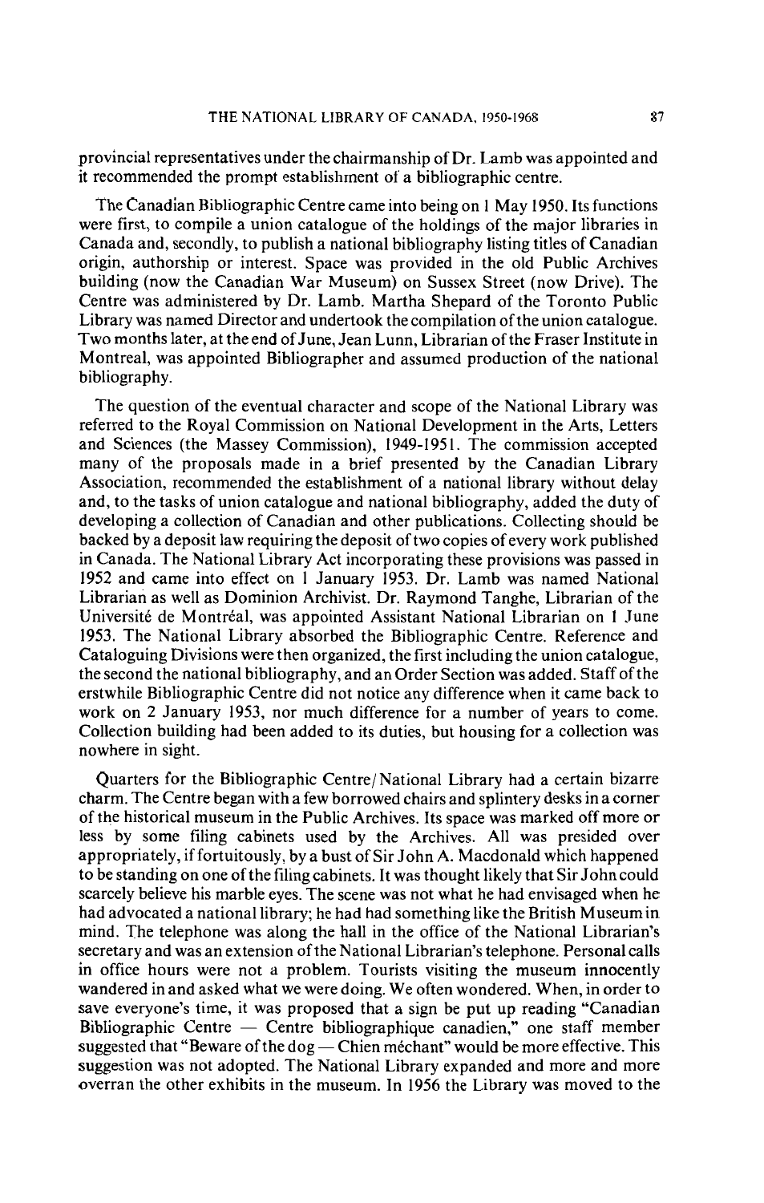provincial representatives under the chairmanship of Dr. Lamb was appointed and it recommended the prompt establishment of a bibliographic centre.

The Canadian Bibliographic Centre came into being on 1 May 1950. Its functions were first, to compile a union catalogue of the holdings of the major libraries in Canada and, secondly, to publish a national bibliography listing titles of Canadian origin, authorship or interest. Space was provided in the old Public Archives building (now the Canadian War Museum) on Sussex Street (now Drive). The Centre was administered by Dr. Lamb. Martha Shepard of the Toronto Public Library was named Director and undertook the compilation of the union catalogue. Two months later, at the end of June, Jean Lunn, Librarian of the Fraser Institute in Montreal, was appointed Bibliographer and assumed production of the national bibliography.

The question of the eventual character and scope of the National Library was referred to the Royal Commission on National Development in the Arts, Letters and Sciences (the Massey Commission), 1949-1951. The commission accepted many of the proposals made in a brief presented by the Canadian Library Association, recommended the establishment of a national library without delay and, to the tasks of union catalogue and national bibliography, added the duty of developing a collection of Canadian and other publications. Collecting should be backed by a deposit law requiring the deposit of two copies of every work published in Canada. The National Library Act incorporating these provisions was passed in 1952 and came into effect on 1 January 1953. Dr. Lamb was named National Librarian as well as Dominion Archivist. Dr. Raymond Tanghe, Librarian of the Université de Montréal, was appointed Assistant National Librarian on 1 June 1953. The National Library absorbed the Bibliographic Centre. Reference and Cataloguing Divisions were then organized, the first including the union catalogue, the second the national bibliography, and an Order Section was added. Staff of the erstwhile Bibliographic Centre did not notice any difference when it came back to work on 2 January 1953, nor much difference for a number of years to come. Collection building had been added to its duties, but housing for a collection was nowhere in sight.

Quarters for the Bibliographic Centre/National Library had a certain bizarre charm. The Centre began with a few borrowed chairs and splintery desks in a corner of the historical museum in the Public Archives. Its space was marked off more or less by some filing cabinets used by the Archives. All was presided over appropriately, if fortuitously, by a bust of Sir John A. Macdonald which happened to be standing on one of the filing cabinets. It was thought likely that Sir John could scarcely believe his marble eyes. The scene was not what he had envisaged when he had advocated a national library; he had had something like the British Museum in mind. The telephone was along the hall in the office of the National Librarian's secretary and was an extension of the National Librarian's telephone. Personal calls in office hours were not a problem. Tourists visiting the museum innocently wandered in and asked what we were doing. We often wondered. When, in order to save everyone's time, it was proposed that a sign be put up reading "Canadian Bibliographic Centre — Centre bibliographique canadien," one staff member suggested that "Beware of the dog — Chien méchant" would be more effective. This suggestion was not adopted. The National Library expanded and more and more overran the other exhibits in the museum. In 1956 the Library was moved to the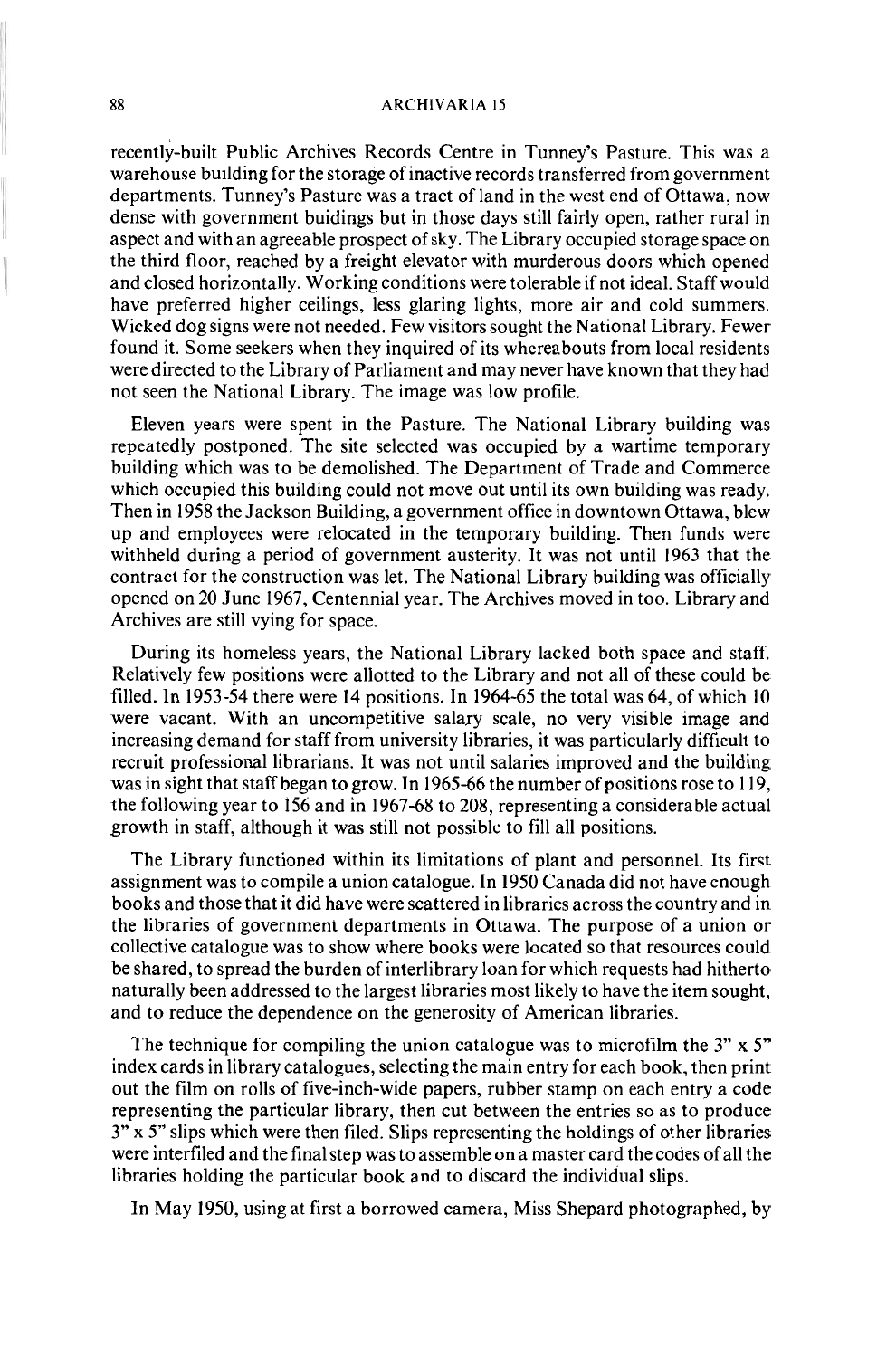recently-built Public Archives Records Centre in Tunney's Pasture. This was a warehouse building for the storage of inactive records transferred from government departments. Tunney's Pasture was a tract of land in the west end of Ottawa, now dense with government buidings but in those days still fairly open, rather rural in aspect and with an agreeable prospect of sky. The Library occupied storage space on the third floor, reached by a freight elevator with murderous doors which opened and closed horizontally. Working conditions were tolerable if not ideal. Staff would have preferred higher ceilings, less glaring lights, more air and cold summers. Wicked dog signs were not needed. Few visitors sought the National Library. Fewer found it. Some seekers when they inquired of its whereabouts from local residents were directed to the Library of Parliament and may never have known that they had not seen the National Library. The image was low profile.

Eleven years were spent in the Pasture. The National Library building was repeatedly postponed. The site selected was occupied by a wartime temporary building which was to be demolished. The Department of Trade and Commerce which occupied this building could not move out until its own building was ready. Then in 1958 the Jackson Building, a government office in downtown Ottawa, blew up and employees were relocated in the temporary building. Then funds were withheld during a period of government austerity. It was not until 1963 that the contract for the construction was let. The National Library building was officially opened on 20 June 1967, Centennial year. The Archives moved in too. Library and Archives are still vying for space.

During its homeless years, the National Library lacked both space and staff. Relatively few positions were allotted to the Library and not all of these could be filled. In 1953-54 there were 14 positions. In 1964-65 the total was 64, of which 10 were vacant. With an uncompetitive salary scale, no very visible image and increasing demand for staff from university libraries, it was particularly difficult to recruit professional librarians. It was not until salaries improved and the building was in sight that staff began to grow. In 1965-66 the number of positions rose to 119, the following year to 156 and in 1967-68 to 208, representing a considerable actual growth in staff, although it was still not possible to fill all positions.

The Library functioned within its limitations of plant and personnel. Its first assignment was to compile a union catalogue. In 1950 Canada did not have enough books and those that it did have were scattered in libraries across the country and in the libraries of government departments in Ottawa. The purpose of a union or collective catalogue was to show where books were located so that resources could be shared, to spread the burden of interlibrary loan for which requests had hitherto naturally been addressed to the largest libraries most likely to have the item sought, and to reduce the dependence on the generosity of American libraries.

The technique for compiling the union catalogue was to microfilm the 3" x 5" index cards in library catalogues, selecting the main entry for each book, then print out the film on rolls of five-inch-wide papers, rubber stamp on each entry a code representing the particular library, then cut between the entries so as to produce 3" x 5" slips which were then filed. Slips representing the holdings of other libraries were interfiled and the final step was to assemble on a master card the codes of all the libraries holding the particular book and to discard the individual slips.

In May 1950, using at first a borrowed camera, Miss Shepard photographed, by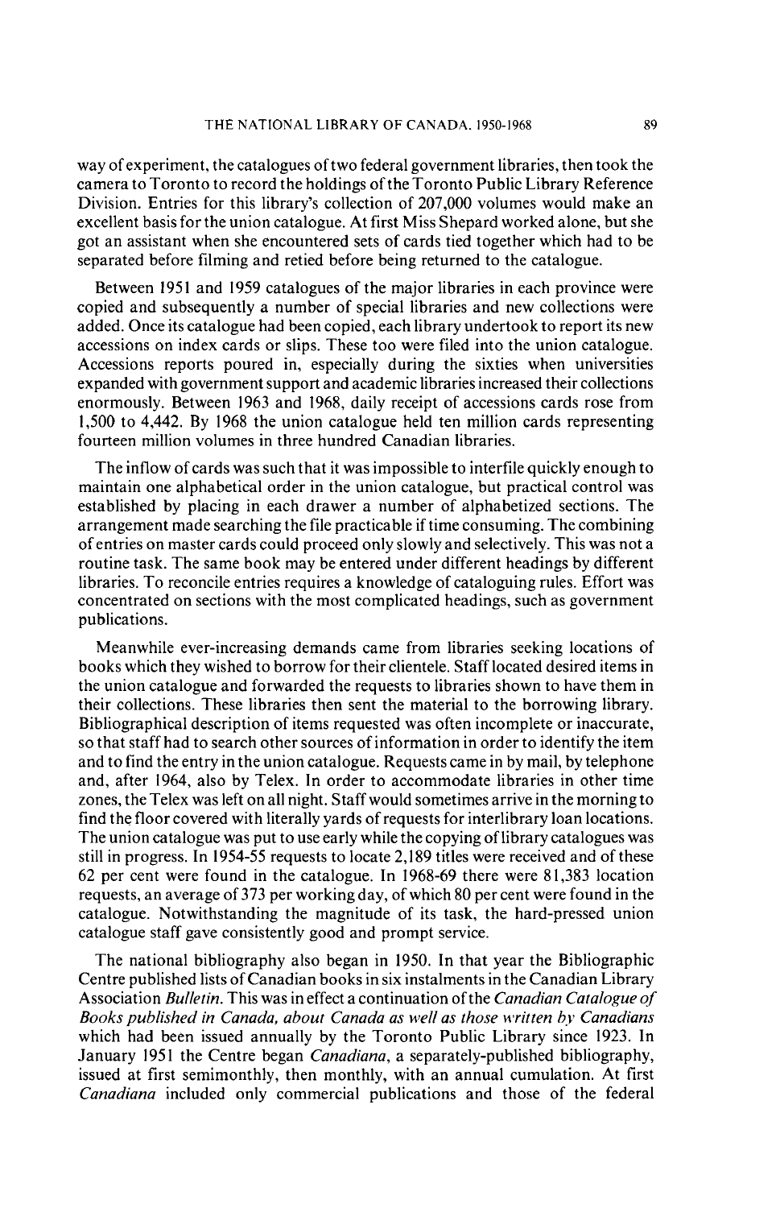way of experiment, the catalogues of two federal government libraries, then took the camera to Toronto to record the holdings of the Toronto Public Library Reference Division. Entries for this library's collection of 207,000 volumes would make an excellent basis for the union catalogue. At first Miss Shepard worked alone, but she got an assistant when she encountered sets of cards tied together which had to be separated before filming and retied before being returned to the catalogue.

Between 1951 and 1959 catalogues of the major libraries in each province were copied and subsequently a number of special libraries and new collections were added. Once its catalogue had been copied, each library undertook to report its new accessions on index cards or slips. These too were filed into the union catalogue. Accessions reports poured in, especially during the sixties when universities expanded with government support and academic libraries increased their collections enormously. Between 1963 and 1968, daily receipt of accessions cards rose from 1,500 to 4,442. By 1968 the union catalogue held ten million cards representing fourteen million volumes in three hundred Canadian libraries.

The inflow of cards was such that it was impossible to interfile quickly enough to maintain one alphabetical order in the union catalogue, but practical control was established by placing in each drawer a number of alphabetized sections. The arrangement made searching the file practicable if time consuming. The combining of entries on master cards could proceed only slowly and selectively. This was not a routine task. The same book may be entered under different headings by different libraries. To reconcile entries requires a knowledge of cataloguing rules. Effort was concentrated on sections with the most complicated headings, such as government publications.

Meanwhile ever-increasing demands came from libraries seeking locations of books which they wished to borrow for their clientele. Staff located desired items in the union catalogue and forwarded the requests to libraries shown to have them in their collections. These libraries then sent the material to the borrowing library. Bibliographical description of items requested was often incomplete or inaccurate, so that staff had to search other sources of information in order to identify the item and to find the entry in the union catalogue. Requests came in by mail, by telephone and, after 1964, also by Telex. In order to accommodate libraries in other time zones, the Telex was left on all night. Staff would sometimes arrive in the morning to find the floor covered with literally yards of requests for interlibrary loan locations. The union catalogue was put to use early while the copying of library catalogues was still in progress. In 1954-55 requests to locate 2,189 titles were received and of these 62 per cent were found in the catalogue. In 1968-69 there were 81,383 location requests, an average of 373 per working day, of which 80 per cent were found in the catalogue. Notwithstanding the magnitude of its task, the hard-pressed union catalogue staff gave consistently good and prompt service.

The national bibliography also began in 1950. In that year the Bibliographic Centre published lists of Canadian books in six instalments in the Canadian Library Association *Bulletin*. This was in effect a continuation of the *Canadian Catalogue of Books published in Canada, about Canada as well as those written by Canadians* which had been issued annually by the Toronto Public Library since 1923. In January 1951 the Centre began *Canadiana*, a separately-published bibliography, issued at first semimonthly, then monthly, with an annual cumulation. At first *Canadiana* included only commercial publications and those of the federal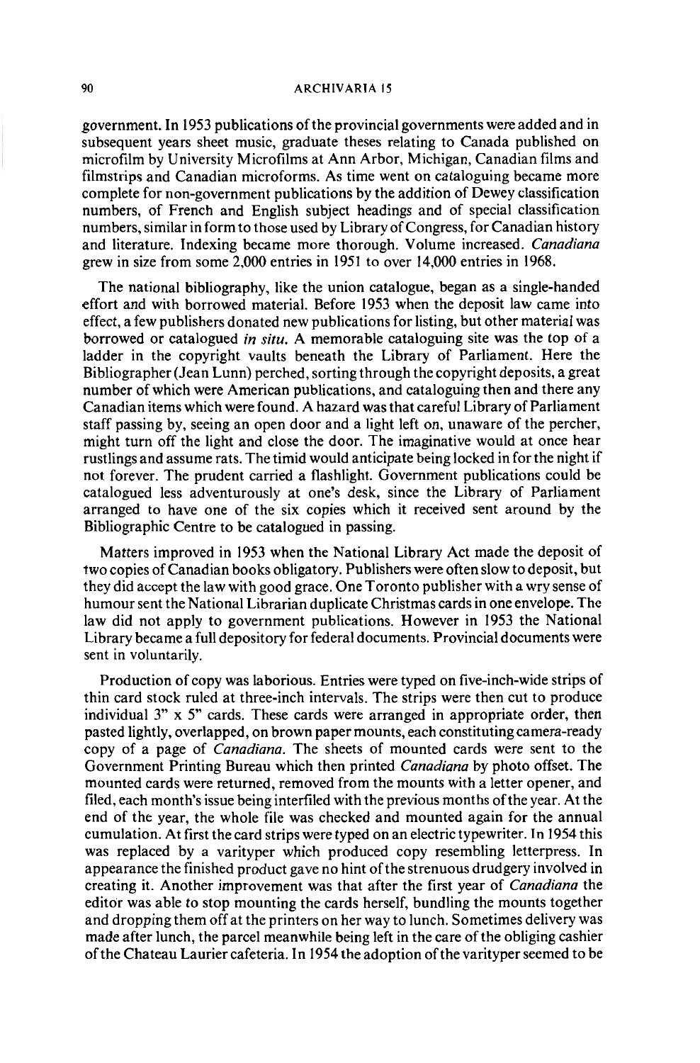government. In 1953 publications of the provincial governments were added and in subsequent years sheet music, graduate theses relating to Canada published on microfilm by University Microfilms at Ann Arbor, Michigan, Canadian films and filmstrips and Canadian microforms. As time went on cataloguing became more complete for non-government publications by the addition of Dewey classification numbers, of French and English subject headings and of special classification numbers, similar in form to those used by Library of Congress, for Canadian history and literature. Indexing became more thorough. Volume increased. *Canadiana* grew in size from some 2,000 entries in 1951 to over 14,000 entries in 1968.

The national bibliography, like the union catalogue, began as a single-handed effort and with borrowed material. Before 1953 when the deposit law came into effect, a few publishers donated new publications for listing, but other material was borrowed or catalogued *in situ*. A memorable cataloguing site was the top of a ladder in the copyright vaults beneath the Library of Parliament. Here the Bibliographer (Jean Lunn) perched, sorting through the copyright deposits, a great number of which were American publications, and cataloguing then and there any Canadian items which were found. A hazard was that careful Library of Parliament staff passing by, seeing an open door and a light left on, unaware of the percher, might turn off the light and close the door. The imaginative would at once hear rustlings and assume rats. The timid would anticipate being locked in for the night if not forever. The prudent carried a flashlight. Government publications could be catalogued less adventurously at one's desk, since the Library of Parliament arranged to have one of the six copies which it received sent around by the Bibliographic Centre to be catalogued in passing.

Matters improved in 1953 when the National Library Act made the deposit of two copies of Canadian books obligatory. Publishers were often slow to deposit, but they did accept the law with good grace. One Toronto publisher with a wry sense of humour sent the National Librarian duplicate Christmas cards in one envelope. The law did not apply to government publications. However in 1953 the National Library became a full depository for federal documents. Provincial documents were sent in voluntarily.

Production of copy was laborious. Entries were typed on five-inch-wide strips of thin card stock ruled at three-inch intervals. The strips were then cut to produce individual 3" x 5" cards. These cards were arranged in appropriate order, then pasted lightly, overlapped, on brown paper mounts, each constituting camera-ready copy of a page of *Canadiana*. The sheets of mounted cards were sent to the Government Printing Bureau which then printed *Canadiana* by photo offset. The mounted cards were returned, removed from the mounts with a letter opener, and filed, each month's issue being interfiled with the previous months of the year. At the end of the year, the whole file was checked and mounted again for the annual cumulation. At first the card strips were typed on an electric typewriter. In 1954 this was replaced by a varityper which produced copy resembling letterpress. In appearance the finished product gave no hint of the strenuous drudgery involved in creating it. Another improvement was that after the first year of *Canadiana* the editor was able to stop mounting the cards herself, bundling the mounts together and dropping them off at the printers on her way to lunch. Sometimes delivery was made after lunch, the parcel meanwhile being left in the care of the obliging cashier of the Chateau Laurier cafeteria. In 1954 the adoption of the varityper seemed to be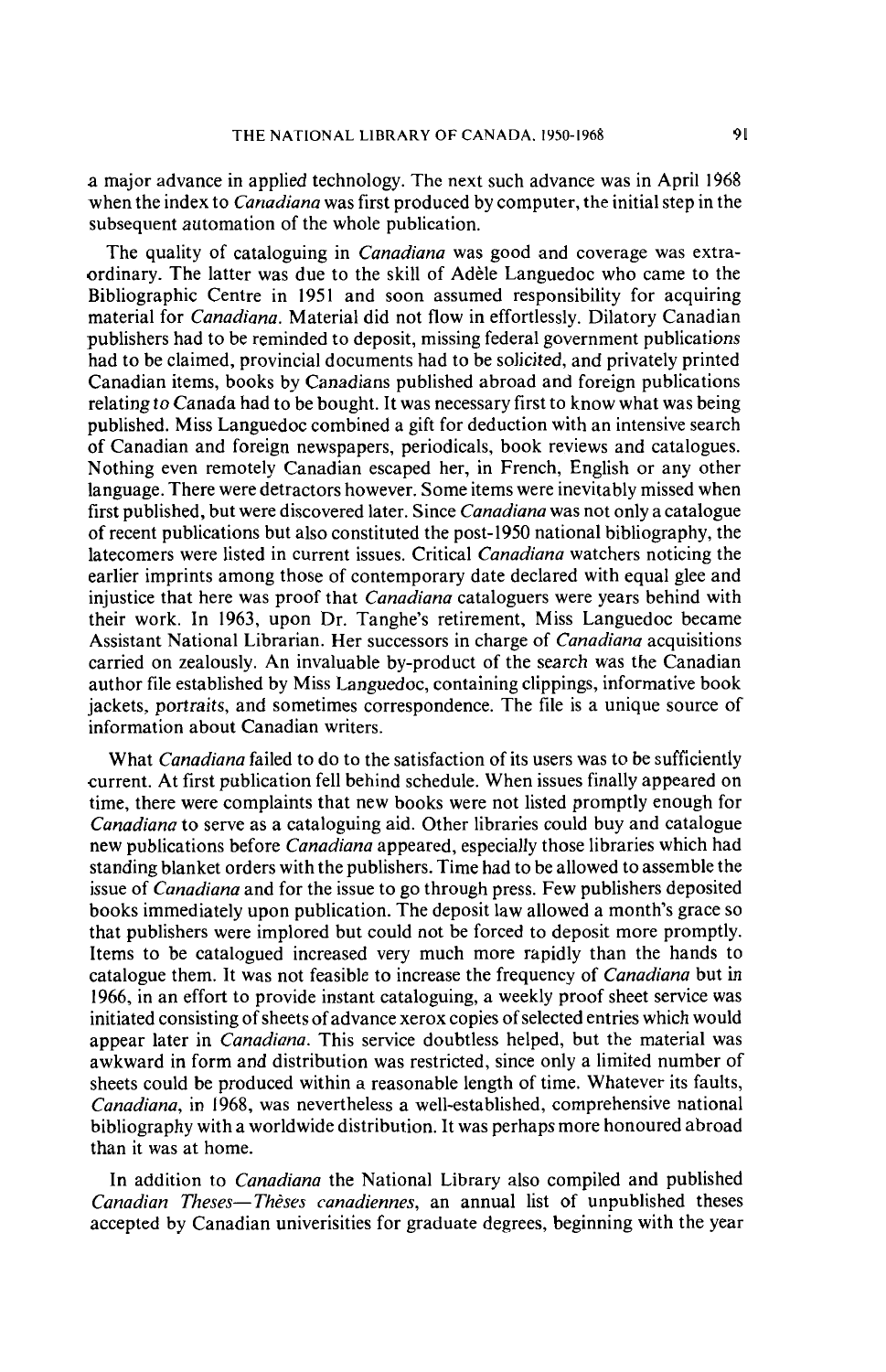a major advance in applied technology. The next such advance was in April 1968 when the index to *Canadiana* was first produced by computer, the initial step in the subsequent automation of the whole publication.

The quality of cataloguing in *Canadiana* was good and coverage was extraordinary. The latter was due to the skill of Adèle Languedoc who came to the Bibliographic Centre in 1951 and soon assumed responsibility for acquiring material for *Canadiana*. Material did not flow in effortlessly. Dilatory Canadian publishers had to be reminded to deposit, missing federal government publications had to be claimed, provincial documents had to be solicited, and privately printed Canadian items, books by Canadians published abroad and foreign publications relating to Canada had to be bought. It was necessary first to know what was being published. Miss Languedoc combined a gift for deduction with an intensive search of Canadian and foreign newspapers, periodicals, book reviews and catalogues. Nothing even remotely Canadian escaped her, in French, English or any other language. There were detractors however. Some items were inevitably missed when first published, but were discovered later. Since *Canadiana* was not only a catalogue of recent publications but also constituted the post-1950 national bibliography, the latecomers were listed in current issues. Critical *Canadiana* watchers noticing the earlier imprints among those of contemporary date declared with equal glee and injustice that here was proof that *Canadiana* cataloguers were years behind with their work. In 1963, upon Dr. Tanghe's retirement, Miss Languedoc became Assistant National Librarian. Her successors in charge of *Canadiana* acquisitions carried on zealously. An invaluable by-product of the search was the Canadian author file established by Miss Languedoc, containing clippings, informative book jackets, portraits, and sometimes correspondence. The file is a unique source of information about Canadian writers.

What *Canadiana* failed to do to the satisfaction of its users was to be sufficiently current. At first publication fell behind schedule. When issues finally appeared on time, there were complaints that new books were not listed promptly enough for *Canadiana* to serve as a cataloguing aid. Other libraries could buy and catalogue new publications before *Canadiana* appeared, especially those libraries which had standing blanket orders with the publishers. Time had to be allowed to assemble the issue of *Canadiana* and for the issue to go through press. Few publishers deposited books immediately upon publication. The deposit law allowed a month's grace so that publishers were implored but could not be forced to deposit more promptly. Items to be catalogued increased very much more rapidly than the hands to catalogue them. It was not feasible to increase the frequency of *Canadiana* but in 1966, in an effort to provide instant cataloguing, a weekly proof sheet service was initiated consisting of sheets of advance xerox copies of selected entries which would appear later in *Canadiana*. This service doubtless helped, but the material was awkward in form and distribution was restricted, since only a limited number of sheets could be produced within a reasonable length of time. Whatever its faults, *Canadiana*, in 1968, was nevertheless a well-established, comprehensive national bibliography with a worldwide distribution. It was perhaps more honoured abroad than it was at home.

In addition to *Canadiana* the National Library also compiled and published *Canadian Theses—Thèses canadiennes*, an annual list of unpublished theses accepted by Canadian univerisities for graduate degrees, beginning with the year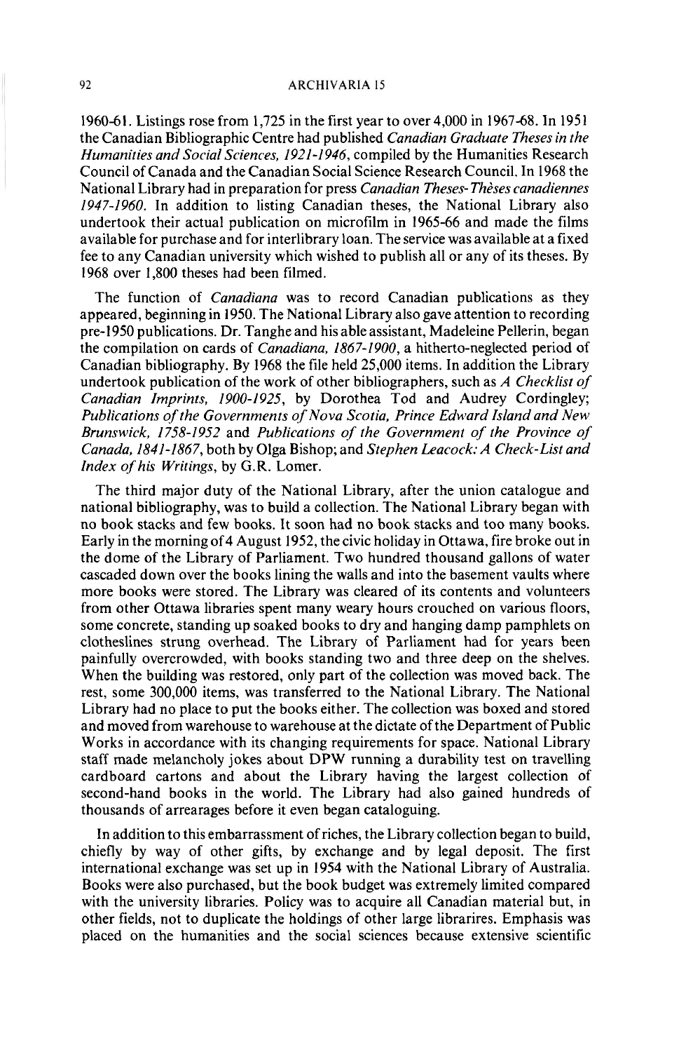1960-61. Listings rose from 1,725 in the first year to over 4,000 in 1967-68. In 1951 the Canadian Bibliographic Centre had published *Canadian Graduate Theses in the Humanities and Social Sciences, 1921-1946*, compiled by the Humanities Research Council of Canada and the Canadian Social Science Research Council. In 1968 the National Library had in preparation for press *Canadian Theses-Thèses canadiennes 1947-1960*. In addition to listing Canadian theses, the National Library also undertook their actual publication on microfilm in 1965-66 and made the films available for purchase and for interlibrary loan. The service was available at a fixed fee to any Canadian university which wished to publish all or any of its theses. By 1968 over 1,800 theses had been filmed.

The function of *Canadiana* was to record Canadian publications as they appeared, beginning in 1950. The National Library also gave attention to recording pre-1950 publications. Dr. Tanghe and his able assistant, Madeleine Pellerin, began the compilation on cards of *Canadiana, 1867-1900*, a hitherto-neglected period of Canadian bibliography. By 1968 the file held 25,000 items. In addition the Library undertook publication of the work of other bibliographers, such as *A Checklist of Canadian Imprints, 1900-1925*, by Dorothea Tod and Audrey Cordingley; *Publications of the Governments of Nova Scotia, Prince Edward Island and New Brunswick, 1758-1952* and *Publications of the Government of the Province of Canada, 1841-1867*, both by Olga Bishop; and *Stephen Leacock: A Check-List and Index of his Writings*, by G.R. Lomer.

The third major duty of the National Library, after the union catalogue and national bibliography, was to build a collection. The National Library began with no book stacks and few books. It soon had no book stacks and too many books. Early in the morning of 4 August 1952, the civic holiday in Ottawa, fire broke out in the dome of the Library of Parliament. Two hundred thousand gallons of water cascaded down over the books lining the walls and into the basement vaults where more books were stored. The Library was cleared of its contents and volunteers from other Ottawa libraries spent many weary hours crouched on various floors, some concrete, standing up soaked books to dry and hanging damp pamphlets on clotheslines strung overhead. The Library of Parliament had for years been painfully overcrowded, with books standing two and three deep on the shelves. When the building was restored, only part of the collection was moved back. The rest, some 300,000 items, was transferred to the National Library. The National Library had no place to put the books either. The collection was boxed and stored and moved from warehouse to warehouse at the dictate of the Department of Public Works in accordance with its changing requirements for space. National Library staff made melancholy jokes about DPW running a durability test on travelling cardboard cartons and about the Library having the largest collection of second-hand books in the world. The Library had also gained hundreds of thousands of arrearages before it even began cataloguing.

In addition to this embarrassment of riches, the Library collection began to build, chiefly by way of other gifts, by exchange and by legal deposit. The first international exchange was set up in 1954 with the National Library of Australia. Books were also purchased, but the book budget was extremely limited compared with the university libraries. Policy was to acquire all Canadian material but, in other fields, not to duplicate the holdings of other large librarires. Emphasis was placed on the humanities and the social sciences because extensive scientific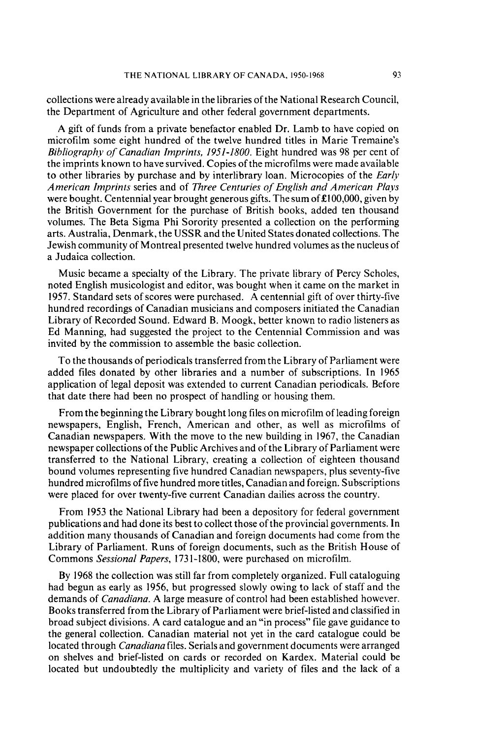collections were already available in the libraries of the National Research Council, the Department of Agriculture and other federal government departments.

A gift of funds from a private benefactor enabled Dr. Lamb to have copied on microfilm some eight hundred of the twelve hundred titles in Marie Tremaine's *Bibliography of Canadian Imprints, 1951-1800*. Eight hundred was 98 per cent of the imprints known to have survived. Copies of the microfilms were made available to other libraries by purchase and by interlibrary loan. Microcopies of the *Early American Imprints* series and of *Three Centuries of English and American Plays* were bought. Centennial year brought generous gifts. The sum of £100,000, given by the British Government for the purchase of British books, added ten thousand volumes. The Beta Sigma Phi Sorority presented a collection on the performing arts. Australia, Denmark, the USSR and the United States donated collections. The Jewish community of Montreal presented twelve hundred volumes as the nucleus of a Judaica collection.

Music became a specialty of the Library. The private library of Percy Scholes, noted English musicologist and editor, was bought when it came on the market in 1957. Standard sets of scores were purchased. A centennial gift of over thirty-five hundred recordings of Canadian musicians and composers initiated the Canadian Library of Recorded Sound. Edward B. Moogk, better known to radio listeners as Ed Manning, had suggested the project to the Centennial Commission and was invited by the commission to assemble the basic collection.

To the thousands of periodicals transferred from the Library of Parliament were added files donated by other libraries and a number of subscriptions. In 1965 application of legal deposit was extended to current Canadian periodicals. Before that date there had been no prospect of handling or housing them.

From the beginning the Library bought long files on microfilm of leading foreign newspapers, English, French, American and other, as well as microfilms of Canadian newspapers. With the move to the new building in 1967, the Canadian newspaper collections of the Public Archives and of the Library of Parliament were transferred to the National Library, creating a collection of eighteen thousand bound volumes representing five hundred Canadian newspapers, plus seventy-five hundred microfilms of five hundred more titles, Canadian and foreign. Subscriptions were placed for over twenty-five current Canadian dailies across the country.

From 1953 the National Library had been a depository for federal government publications and had done its best to collect those of the provincial governments. In addition many thousands of Canadian and foreign documents had come from the Library of Parliament. Runs of foreign documents, such as the British House of Commons *Sessional Papers*, 1731-1800, were purchased on microfilm.

By 1968 the collection was still far from completely organized. Full cataloguing had begun as early as 1956, but progressed slowly owing to lack of staff and the demands of *Canadiana*. A large measure of control had been established however. Books transferred from the Library of Parliament were brief-listed and classified in broad subject divisions. A card catalogue and an "in process" file gave guidance to the general collection. Canadian material not yet in the card catalogue could be located through *Canadiana* files. Serials and government documents were arranged on shelves and brief-listed on cards or recorded on Kardex. Material could be located but undoubtedly the multiplicity and variety of files and the lack of a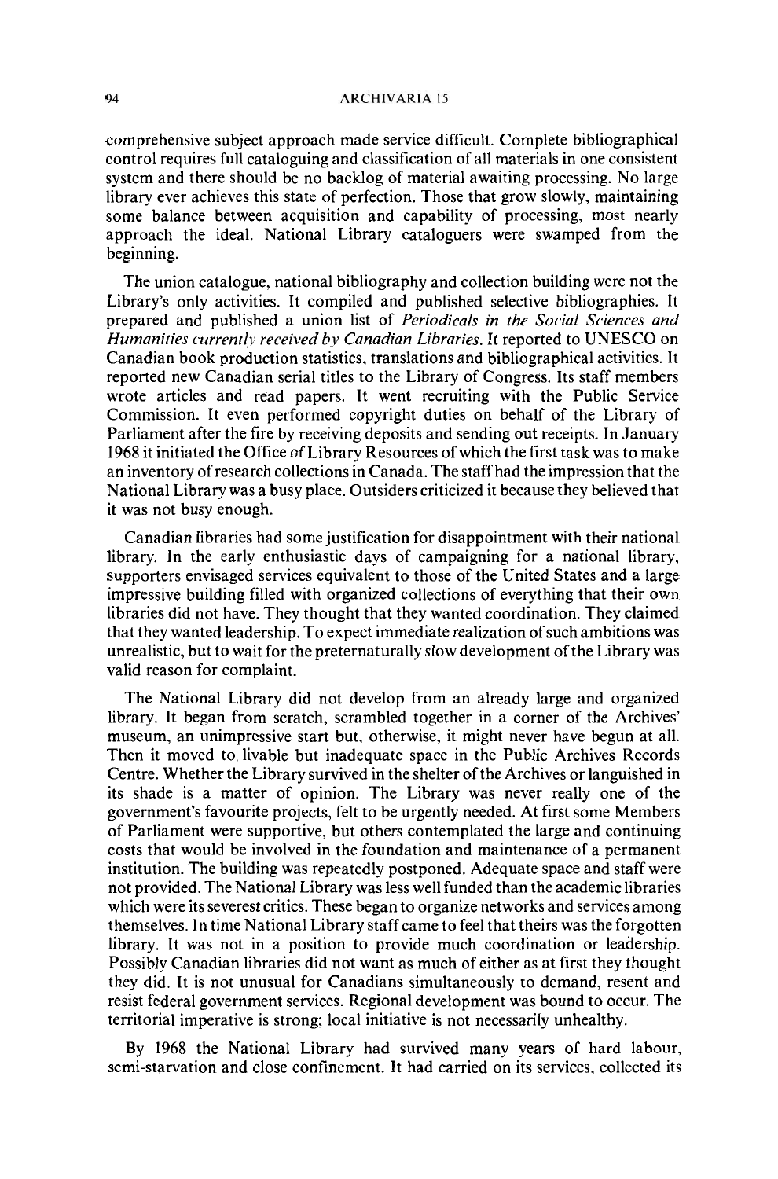comprehensive subject approach made service difficult. Complete bibliographical control requires full cataloguing and classification of all materials in one consistent system and there should be no backlog of material awaiting processing. No large library ever achieves this state of perfection. Those that grow slowly, maintaining some balance between acquisition and capability of processing, most nearly approach the ideal. National Library cataloguers were swamped from the beginning.

The union catalogue, national bibliography and collection building were not the Library's only activities. It compiled and published selective bibliographies. It prepared and published a union list of *Periodicals in the Social Sciences and Humanities currently received by Canadian Libraries*. It reported to UNESCO on Canadian book production statistics, translations and bibliographical activities. It reported new Canadian serial titles to the Library of Congress. Its staff members wrote articles and read papers. It went recruiting with the Public Service Commission. It even performed copyright duties on behalf of the Library of Parliament after the fire by receiving deposits and sending out receipts. In January 1968 it initiated the Office of Library Resources of which the first task was to make an inventory of research collections in Canada. The staff had the impression that the National Library was a busy place. Outsiders criticized it because they believed that it was not busy enough.

Canadian libraries had some justification for disappointment with their national library. In the early enthusiastic days of campaigning for a national library, supporters envisaged services equivalent to those of the United States and a large impressive building filled with organized collections of everything that their own libraries did not have. They thought that they wanted coordination. They claimed that they wanted leadership. To expect immediate realization of such ambitions was unrealistic, but to wait for the preternaturally slow development of the Library was valid reason for complaint.

The National Library did not develop from an already large and organized library. It began from scratch, scrambled together in a corner of the Archives' museum, an unimpressive start but, otherwise, it might never have begun at all. Then it moved to livable but inadequate space in the Public Archives Records Centre. Whether the Library survived in the shelter of the Archives or languished in its shade is a matter of opinion. The Library was never really one of the government's favourite projects, felt to be urgently needed. At first some Members of Parliament were supportive, but others contemplated the large and continuing costs that would be involved in the foundation and maintenance of a permanent institution. The building was repeatedly postponed. Adequate space and staff were not provided. The National Library was less well funded than the academic libraries which were its severest critics. These began to organize networks and services among themselves. In time National Library staff came to feel that theirs was the forgotten library. It was not in a position to provide much coordination or leadership. Possibly Canadian libraries did not want as much of either as at first they thought they did. It is not unusual for Canadians simultaneously to demand, resent and resist federal government services. Regional development was bound to occur. The territorial imperative is strong; local initiative is not necessarily unhealthy.

By 1968 the National Library had survived many years of hard labour, semi-starvation and close confinement. It had carried on its services, collected its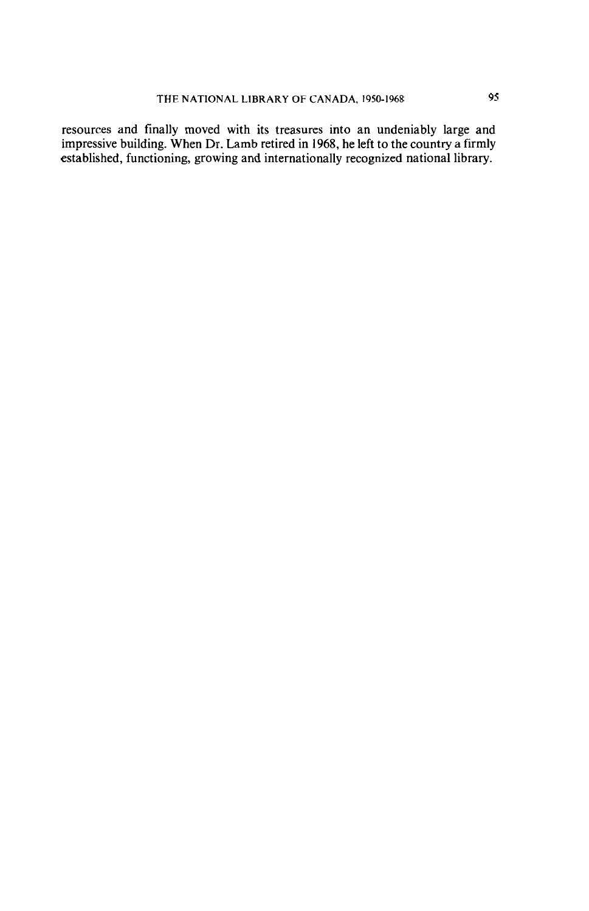resources and finally moved with its treasures into an undeniably large and impressive building. When Dr. Lamb retired in 1968, he left to the country a firmly established, functioning, growing and internationally recognized national library.